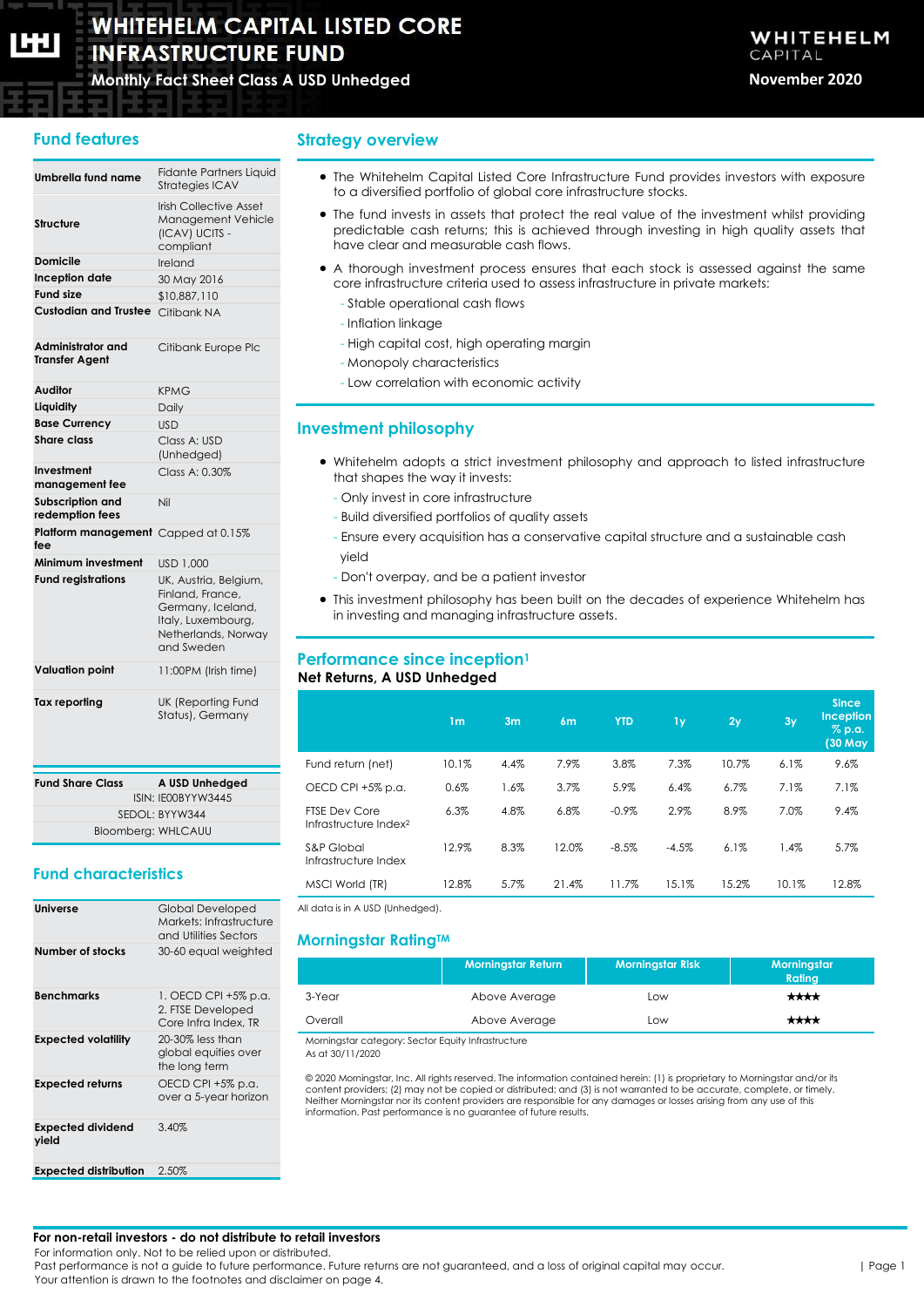# WHITEHELM CAPITAL LISTED CORE INFRASTRUCTURE FUND

**Monthly Fact Sheet Class A USD Unhedged**

WHITEHELM CAPITAL

**November 2020**

## Fund features

| | |
|---|---|
| **Umbrella fund name** | Fidante Partners Liquid Strategies ICAV |
| **Structure** | Irish Collective Asset Management Vehicle (ICAV) UCITS - compliant |
| **Domicile** | Ireland |
| **Inception date** | 30 May 2016 |
| **Fund size** | $10,887,110 |
| **Custodian and Trustee** | Citibank NA |
| **Administrator and Transfer Agent** | Citibank Europe Plc |
| **Auditor** | KPMG |
| **Liquidity** | Daily |
| **Base Currency** | USD |
| **Share class** | Class A: USD (Unhedged) |
| **Investment management fee** | Class A: 0.30% |
| **Subscription and redemption fees** | Nil |
| **Platform management fee** | Capped at 0.15% |
| **Minimum investment** | USD 1,000 |
| **Fund registrations** | UK, Austria, Belgium, Finland, France, Germany, Iceland, Italy, Luxembourg, Netherlands, Norway and Sweden |
| **Valuation point** | 11:00PM (Irish time) |
| **Tax reporting** | UK (Reporting Fund Status), Germany |

| **Fund Share Class** | **A USD Unhedged** |
|---|---|
| ISIN: | IE00BYYW3445 |
| SEDOL: | BYYW344 |
| Bloomberg: | WHLCAUU |

## Fund characteristics

| | |
|---|---|
| **Universe** | Global Developed Markets: Infrastructure and Utilities Sectors |
| **Number of stocks** | 30-60 equal weighted |
| **Benchmarks** | 1. OECD CPI +5% p.a. 2. FTSE Developed Core Infra Index, TR |
| **Expected volatility** | 20-30% less than global equities over the long term |
| **Expected returns** | OECD CPI +5% p.a. over a 5-year horizon |
| **Expected dividend yield** | 3.40% |
| **Expected distribution** | 2.50% |

## Strategy overview

- The Whitehelm Capital Listed Core Infrastructure Fund provides investors with exposure to a diversified portfolio of global core infrastructure stocks.
- The fund invests in assets that protect the real value of the investment whilst providing predictable cash returns; this is achieved through investing in high quality assets that have clear and measurable cash flows.
- A thorough investment process ensures that each stock is assessed against the same core infrastructure criteria used to assess infrastructure in private markets:
  - Stable operational cash flows
  - Inflation linkage
  - High capital cost, high operating margin
  - Monopoly characteristics
  - Low correlation with economic activity

## Investment philosophy

- Whitehelm adopts a strict investment philosophy and approach to listed infrastructure that shapes the way it invests:
  - Only invest in core infrastructure
  - Build diversified portfolios of quality assets
  - Ensure every acquisition has a conservative capital structure and a sustainable cash yield
  - Don't overpay, and be a patient investor
- This investment philosophy has been built on the decades of experience Whitehelm has in investing and managing infrastructure assets.

## Performance since inception[1]

**Net Returns, A USD Unhedged**

| | 1m | 3m | 6m | YTD | 1y | 2y | 3y | Since Inception % p.a. (30 May |
|---|---|---|---|---|---|---|---|---|
| Fund return (net) | 10.1% | 4.4% | 7.9% | 3.8% | 7.3% | 10.7% | 6.1% | 9.6% |
| OECD CPI +5% p.a. | 0.6% | 1.6% | 3.7% | 5.9% | 6.4% | 6.7% | 7.1% | 7.1% |
| FTSE Dev Core Infrastructure Index[2] | 6.3% | 4.8% | 6.8% | -0.9% | 2.9% | 8.9% | 7.0% | 9.4% |
| S&P Global Infrastructure Index | 12.9% | 8.3% | 12.0% | -8.5% | -4.5% | 6.1% | 1.4% | 5.7% |
| MSCI World (TR) | 12.8% | 5.7% | 21.4% | 11.7% | 15.1% | 15.2% | 10.1% | 12.8% |

All data is in A USD (Unhedged).

## Morningstar Rating™

| | Morningstar Return | Morningstar Risk | Morningstar Rating |
|---|---|---|---|
| 3-Year | Above Average | Low | ★★★★ |
| Overall | Above Average | Low | ★★★★ |

Morningstar category: Sector Equity Infrastructure
As at 30/11/2020

© 2020 Morningstar, Inc. All rights reserved. The information contained herein: (1) is proprietary to Morningstar and/or its content providers; (2) may not be copied or distributed; and (3) is not warranted to be accurate, complete, or timely. Neither Morningstar nor its content providers are responsible for any damages or losses arising from any use of this information. Past performance is no guarantee of future results.

**For non-retail investors - do not distribute to retail investors**

For information only. Not to be relied upon or distributed.
Past performance is not a guide to future performance. Future returns are not guaranteed, and a loss of original capital may occur.
Your attention is drawn to the footnotes and disclaimer on page 4.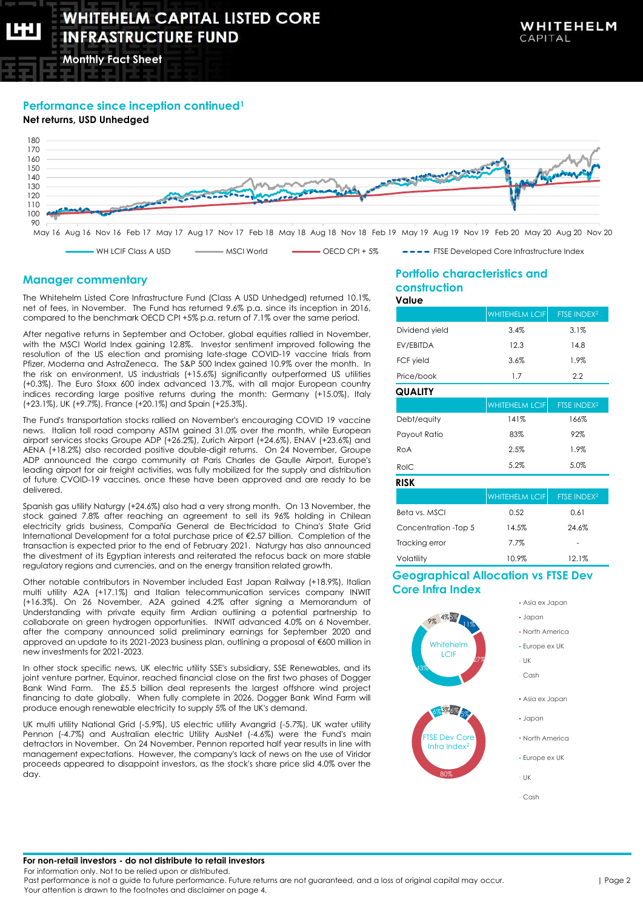## Performance since inception continued[1]

**Net returns, USD Unhedged**

WH LCIF Class A USD — MSCI World — OECD CPI + 5% — FTSE Developed Core Infrastructure Index

## Manager commentary

The Whitehelm Listed Core Infrastructure Fund (Class A USD Unhedged) returned 10.1%, net of fees, in November. The Fund has returned 9.6% p.a. since its inception in 2016, compared to the benchmark OECD CPI +5% p.a. return of 7.1% over the same period.

After negative returns in September and October, global equities rallied in November, with the MSCI World Index gaining 12.8%. Investor sentiment improved following the resolution of the US election and promising late-stage COVID-19 vaccine trials from Pfizer, Moderna and AstraZeneca. The S&P 500 Index gained 10.9% over the month. In the risk on environment, US industrials (+15.6%) significantly outperformed US utilities (+0.3%). The Euro Stoxx 600 index advanced 13.7%, with all major European country indices recording large positive returns during the month: Germany (+15.0%), Italy (+23.1%), UK (+9.7%), France (+20.1%) and Spain (+25.3%).

The Fund's transportation stocks rallied on November's encouraging COVID 19 vaccine news. Italian toll road company ASTM gained 31.0% over the month, while European airport services stocks Groupe ADP (+26.2%), Zurich Airport (+24.6%), ENAV (+23.6%) and AENA (+18.2%) also recorded positive double-digit returns. On 24 November, Groupe ADP announced the cargo community at Paris Charles de Gaulle Airport, Europe's leading airport for air freight activities, was fully mobilized for the supply and distribution of future CVOID-19 vaccines, once these have been approved and are ready to be delivered.

Spanish gas utility Naturgy (+24.6%) also had a very strong month. On 13 November, the stock gained 7.8% after reaching an agreement to sell its 96% holding in Chilean electricity grids business, Compañía General de Electricidad to China's State Grid International Development for a total purchase price of €2.57 billion. Completion of the transaction is expected prior to the end of February 2021. Naturgy has also announced the divestment of its Egyptian interests and reiterated the refocus back on more stable regulatory regions and currencies, and on the energy transition related growth.

Other notable contributors in November included East Japan Railway (+18.9%), Italian multi utility A2A (+17.1%) and Italian telecommunication services company INWIT (+16.3%). On 26 November, A2A gained 4.2% after signing a Memorandum of Understanding with private equity firm Ardian outlining a potential partnership to collaborate on green hydrogen opportunities. INWIT advanced 4.0% on 6 November, after the company announced solid preliminary earnings for September 2020 and approved an update to its 2021-2023 business plan, outlining a proposal of €600 million in new investments for 2021-2023.

In other stock specific news, UK electric utility SSE's subsidiary, SSE Renewables, and its joint venture partner, Equinor, reached financial close on the first two phases of Dogger Bank Wind Farm. The £5.5 billion deal represents the largest offshore wind project financing to date globally. When fully complete in 2026, Dogger Bank Wind Farm will produce enough renewable electricity to supply 5% of the UK's demand.

UK multi utility National Grid (-5.9%), US electric utility Avangrid (-5.7%), UK water utility Pennon (-4.7%) and Australian electric Utility AusNet (-4.6%) were the Fund's main detractors in November. On 24 November, Pennon reported half year results in line with management expectations. However, the company's lack of news on the use of Viridor proceeds appeared to disappoint investors, as the stock's share price slid 4.0% over the day.

## Portfolio characteristics and construction

| **Value** | WHITEHELM LCIF | FTSE INDEX[2] |
|---|---|---|
| Dividend yield | 3.4% | 3.1% |
| EV/EBITDA | 12.3 | 14.8 |
| FCF yield | 3.6% | 1.9% |
| Price/book | 1.7 | 2.2 |

| **QUALITY** | WHITEHELM LCIF | FTSE INDEX[2] |
|---|---|---|
| Debt/equity | 141% | 166% |
| Payout Ratio | 83% | 92% |
| RoA | 2.5% | 1.9% |
| RoIC | 5.2% | 5.0% |

| **RISK** | WHITEHELM LCIF | FTSE INDEX[2] |
|---|---|---|
| Beta vs. MSCI | 0.52 | 0.61 |
| Concentration -Top 5 | 14.5% | 24.6% |
| Tracking error | 7.7% | - |
| Volatility | 10.9% | 12.1% |

## Geographical Allocation vs FTSE Dev Core Infra Index

**Whitehelm LCIF:** Asia ex Japan, Japan, North America, Europe ex UK, UK, Cash — 11%, 27%, 43%, 9%, 4%, 5%

**FTSE Dev Core Infra Index[2]:** Asia ex Japan, Japan, North America, Europe ex UK, UK, Cash — 5%, 80%, 6%, 3%, 6%

**For non-retail investors - do not distribute to retail investors**

For information only. Not to be relied upon or distributed.
Past performance is not a guide to future performance. Future returns are not guaranteed, and a loss of original capital may occur.
Your attention is drawn to the footnotes and disclaimer on page 4.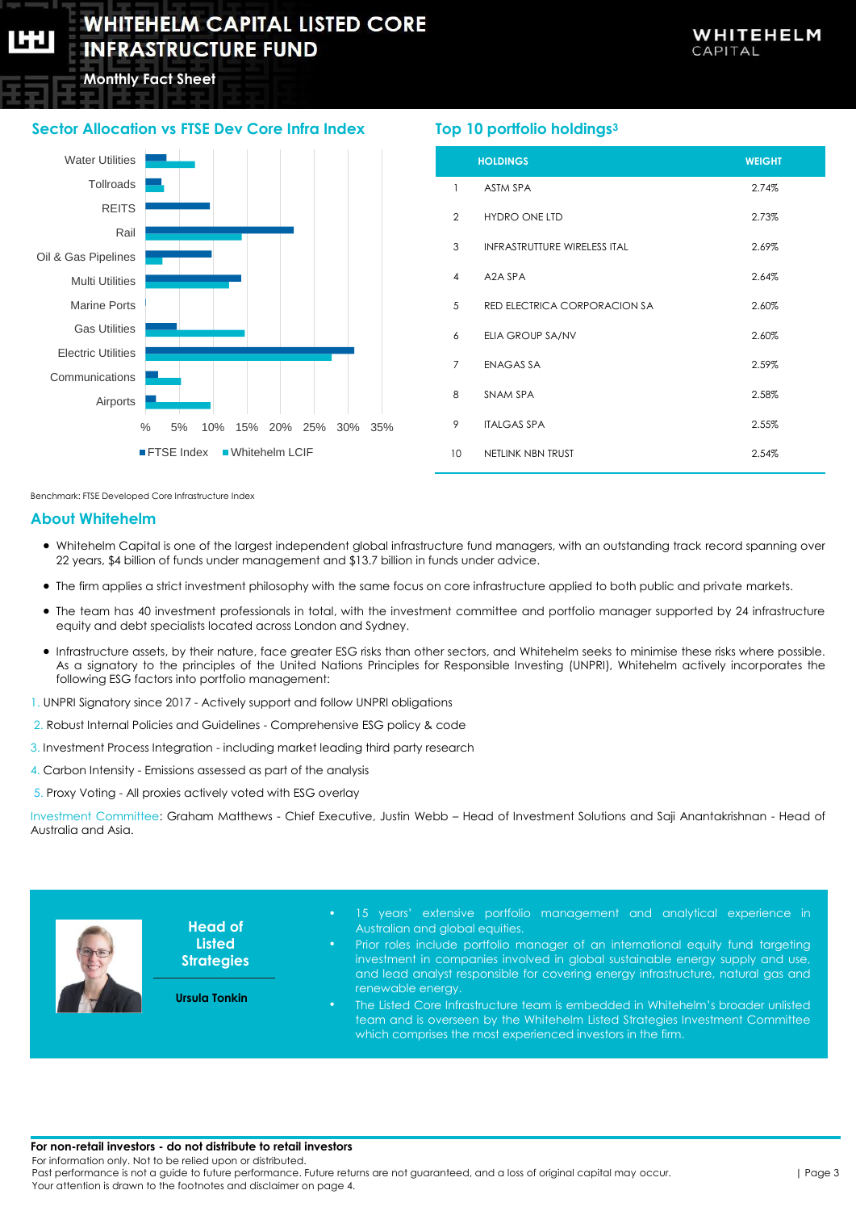# WHITEHELM CAPITAL LISTED CORE INFRASTRUCTURE FUND

**Monthly Fact Sheet**

## Sector Allocation vs FTSE Dev Core Infra Index

Water Utilities
Tollroads
REITS
Rail
Oil & Gas Pipelines
Multi Utilities
Marine Ports
Gas Utilities
Electric Utilities
Communications
Airports

% 5% 10% 15% 20% 25% 30% 35%

FTSE Index | Whitehelm LCIF

Benchmark: FTSE Developed Core Infrastructure Index

## Top 10 portfolio holdings[3]

| | HOLDINGS | WEIGHT |
|---|---|---|
| 1 | ASTM SPA | 2.74% |
| 2 | HYDRO ONE LTD | 2.73% |
| 3 | INFRASTRUTTURE WIRELESS ITAL | 2.69% |
| 4 | A2A SPA | 2.64% |
| 5 | RED ELECTRICA CORPORACION SA | 2.60% |
| 6 | ELIA GROUP SA/NV | 2.60% |
| 7 | ENAGAS SA | 2.59% |
| 8 | SNAM SPA | 2.58% |
| 9 | ITALGAS SPA | 2.55% |
| 10 | NETLINK NBN TRUST | 2.54% |

## About Whitehelm

- Whitehelm Capital is one of the largest independent global infrastructure fund managers, with an outstanding track record spanning over 22 years, $4 billion of funds under management and $13.7 billion in funds under advice.
- The firm applies a strict investment philosophy with the same focus on core infrastructure applied to both public and private markets.
- The team has 40 investment professionals in total, with the investment committee and portfolio manager supported by 24 infrastructure equity and debt specialists located across London and Sydney.
- Infrastructure assets, by their nature, face greater ESG risks than other sectors, and Whitehelm seeks to minimise these risks where possible. As a signatory to the principles of the United Nations Principles for Responsible Investing (UNPRI), Whitehelm actively incorporates the following ESG factors into portfolio management:

1. UNPRI Signatory since 2017 - Actively support and follow UNPRI obligations
2. Robust Internal Policies and Guidelines - Comprehensive ESG policy & code
3. Investment Process Integration - including market leading third party research
4. Carbon Intensity - Emissions assessed as part of the analysis
5. Proxy Voting - All proxies actively voted with ESG overlay

Investment Committee: Graham Matthews - Chief Executive, Justin Webb – Head of Investment Solutions and Saji Anantakrishnan - Head of Australia and Asia.

**Head of Listed Strategies**

**Ursula Tonkin**

- 15 years' extensive portfolio management and analytical experience in Australian and global equities.
- Prior roles include portfolio manager of an international equity fund targeting investment in companies involved in global sustainable energy supply and use, and lead analyst responsible for covering energy infrastructure, natural gas and renewable energy.
- The Listed Core Infrastructure team is embedded in Whitehelm's broader unlisted team and is overseen by the Whitehelm Listed Strategies Investment Committee which comprises the most experienced investors in the firm.

**For non-retail investors - do not distribute to retail investors**

For information only. Not to be relied upon or distributed.
Past performance is not a guide to future performance. Future returns are not guaranteed, and a loss of original capital may occur.
Your attention is drawn to the footnotes and disclaimer on page 4.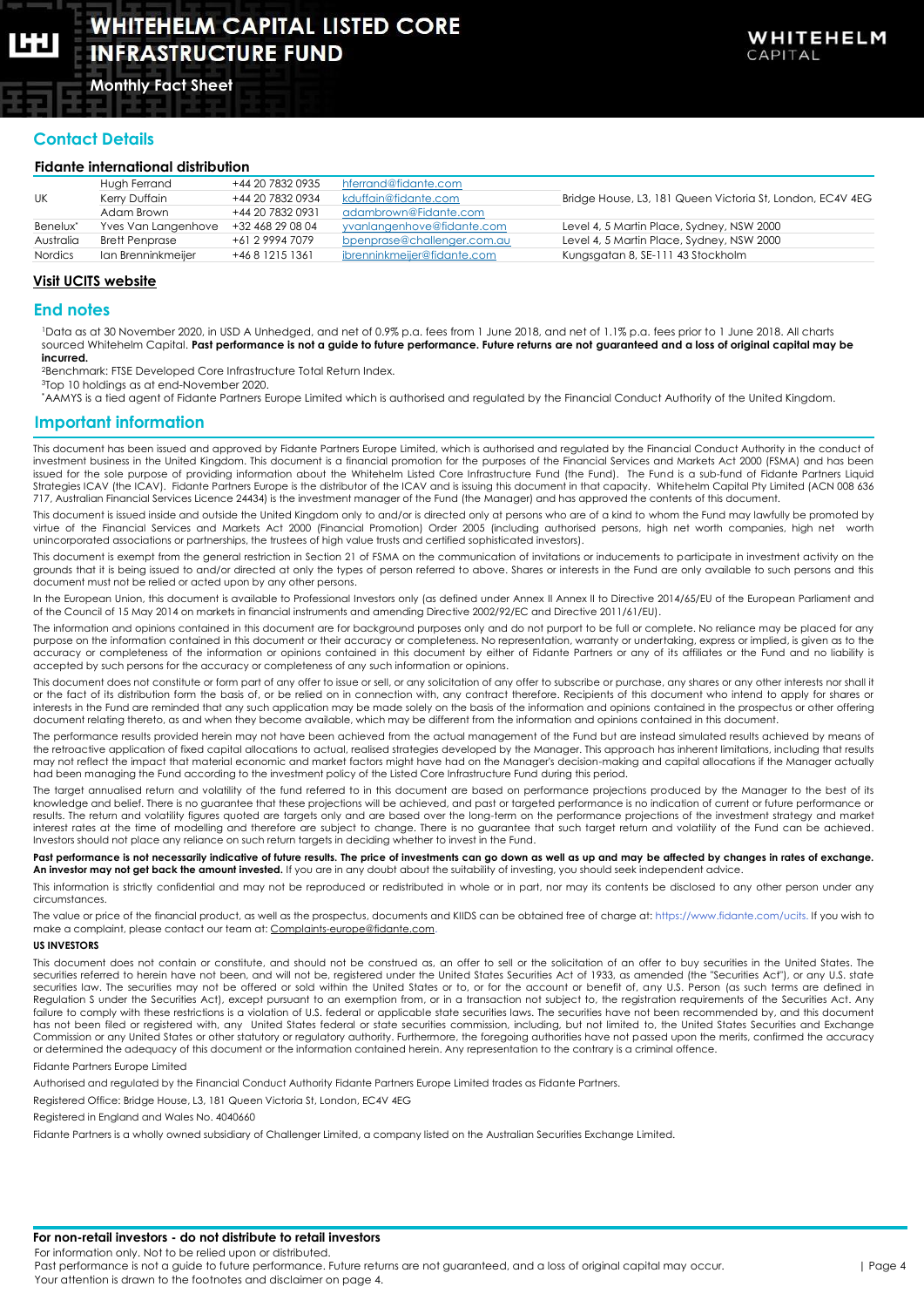# WHITEHELM CAPITAL LISTED CORE INFRASTRUCTURE FUND

Monthly Fact Sheet

## Contact Details

### Fidante international distribution

| | | | | |
|---|---|---|---|---|
| UK | Hugh Ferrand | +44 20 7832 0935 | hferrand@fidante.com | Bridge House, L3, 181 Queen Victoria St, London, EC4V 4EG |
| | Kerry Duffain | +44 20 7832 0934 | kduffain@fidante.com | |
| | Adam Brown | +44 20 7832 0931 | adambrown@Fidante.com | |
| Benelux* | Yves Van Langenhove | +32 468 29 08 04 | yvanlangenhove@fidante.com | Level 4, 5 Martin Place, Sydney, NSW 2000 |
| Australia | Brett Penprase | +61 2 9994 7079 | bpenprase@challenger.com.au | Level 4, 5 Martin Place, Sydney, NSW 2000 |
| Nordics | Ian Brenninkmeijer | +46 8 1215 1361 | ibrenninkmeijer@fidante.com | Kungsgatan 8, SE-111 43 Stockholm |

**Visit UCITS website**

## End notes

[1]Data as at 30 November 2020, in USD A Unhedged, and net of 0.9% p.a. fees from 1 June 2018, and net of 1.1% p.a. fees prior to 1 June 2018. All charts sourced Whitehelm Capital. **Past performance is not a guide to future performance. Future returns are not guaranteed and a loss of original capital may be incurred.**

[2]Benchmark: FTSE Developed Core Infrastructure Total Return Index.

[3]Top 10 holdings as at end-November 2020.

*AAMYS is a tied agent of Fidante Partners Europe Limited which is authorised and regulated by the Financial Conduct Authority of the United Kingdom.

## Important information

This document has been issued and approved by Fidante Partners Europe Limited, which is authorised and regulated by the Financial Conduct Authority in the conduct of investment business in the United Kingdom. This document is a financial promotion for the purposes of the Financial Services and Markets Act 2000 (FSMA) and has been issued for the sole purpose of providing information about the Whitehelm Listed Core Infrastructure Fund (the Fund). The Fund is a sub-fund of Fidante Partners Liquid Strategies ICAV (the ICAV). Fidante Partners Europe is the distributor of the ICAV and is issuing this document in that capacity. Whitehelm Capital Pty Limited (ACN 008 636 717, Australian Financial Services Licence 24434) is the investment manager of the Fund (the Manager) and has approved the contents of this document.

This document is issued inside and outside the United Kingdom only to and/or is directed only at persons who are of a kind to whom the Fund may lawfully be promoted by virtue of the Financial Services and Markets Act 2000 (Financial Promotion) Order 2005 (including authorised persons, high net worth companies, high net worth unincorporated associations or partnerships, the trustees of high value trusts and certified sophisticated investors).

This document is exempt from the general restriction in Section 21 of FSMA on the communication of invitations or inducements to participate in investment activity on the grounds that it is being issued to and/or directed at only the types of person referred to above. Shares or interests in the Fund are only available to such persons and this document must not be relied or acted upon by any other persons.

In the European Union, this document is available to Professional Investors only (as defined under Annex II Annex II to Directive 2014/65/EU of the European Parliament and of the Council of 15 May 2014 on markets in financial instruments and amending Directive 2002/92/EC and Directive 2011/61/EU).

The information and opinions contained in this document are for background purposes only and do not purport to be full or complete. No reliance may be placed for any purpose on the information contained in this document or their accuracy or completeness. No representation, warranty or undertaking, express or implied, is given as to the accuracy or completeness of the information or opinions contained in this document by either of Fidante Partners or any of its affiliates or the Fund and no liability is accepted by such persons for the accuracy or completeness of any such information or opinions.

This document does not constitute or form part of any offer to issue or sell, or any solicitation of any offer to subscribe or purchase, any shares or any other interests nor shall it or the fact of its distribution form the basis of, or be relied on in connection with, any contract therefore. Recipients of this document who intend to apply for shares or interests in the Fund are reminded that any such application may be made solely on the basis of the information and opinions contained in the prospectus or other offering document relating thereto, as and when they become available, which may be different from the information and opinions contained in this document.

The performance results provided herein may not have been achieved from the actual management of the Fund but are instead simulated results achieved by means of the retroactive application of fixed capital allocations to actual, realised strategies developed by the Manager. This approach has inherent limitations, including that results may not reflect the impact that material economic and market factors might have had on the Manager's decision-making and capital allocations if the Manager actually had been managing the Fund according to the investment policy of the Listed Core Infrastructure Fund during this period.

The target annualised return and volatility of the fund referred to in this document are based on performance projections produced by the Manager to the best of its knowledge and belief. There is no guarantee that these projections will be achieved, and past or targeted performance is no indication of current or future performance or results. The return and volatility figures quoted are targets only and are based over the long-term on the performance projections of the investment strategy and market interest rates at the time of modelling and therefore are subject to change. There is no guarantee that such target return and volatility of the Fund can be achieved. Investors should not place any reliance on such return targets in deciding whether to invest in the Fund.

**Past performance is not necessarily indicative of future results. The price of investments can go down as well as up and may be affected by changes in rates of exchange. An investor may not get back the amount invested.** If you are in any doubt about the suitability of investing, you should seek independent advice.

This information is strictly confidential and may not be reproduced or redistributed in whole or in part, nor may its contents be disclosed to any other person under any circumstances.

The value or price of the financial product, as well as the prospectus, documents and KIIDS can be obtained free of charge at: https://www.fidante.com/ucits. If you wish to make a complaint, please contact our team at: Complaints-europe@fidante.com.

**US INVESTORS**

This document does not contain or constitute, and should not be construed as, an offer to sell or the solicitation of an offer to buy securities in the United States. The securities referred to herein have not been, and will not be, registered under the United States Securities Act of 1933, as amended (the "Securities Act"), or any U.S. state securities law. The securities may not be offered or sold within the United States or to, or for the account or benefit of, any U.S. Person (as such terms are defined in Regulation S under the Securities Act), except pursuant to an exemption from, or in a transaction not subject to, the registration requirements of the Securities Act. Any failure to comply with these restrictions is a violation of U.S. federal or applicable state securities laws. The securities have not been recommended by, and this document has not been filed or registered with, any United States federal or state securities commission, including, but not limited to, the United States Securities and Exchange Commission or any United States or other statutory or regulatory authority. Furthermore, the foregoing authorities have not passed upon the merits, confirmed the accuracy or determined the adequacy of this document or the information contained herein. Any representation to the contrary is a criminal offence.

Fidante Partners Europe Limited

Authorised and regulated by the Financial Conduct Authority Fidante Partners Europe Limited trades as Fidante Partners.

Registered Office: Bridge House, L3, 181 Queen Victoria St, London, EC4V 4EG

Registered in England and Wales No. 4040660

Fidante Partners is a wholly owned subsidiary of Challenger Limited, a company listed on the Australian Securities Exchange Limited.

**For non-retail investors - do not distribute to retail investors**

For information only. Not to be relied upon or distributed.

Past performance is not a guide to future performance. Future returns are not guaranteed, and a loss of original capital may occur.

Your attention is drawn to the footnotes and disclaimer on page 4.